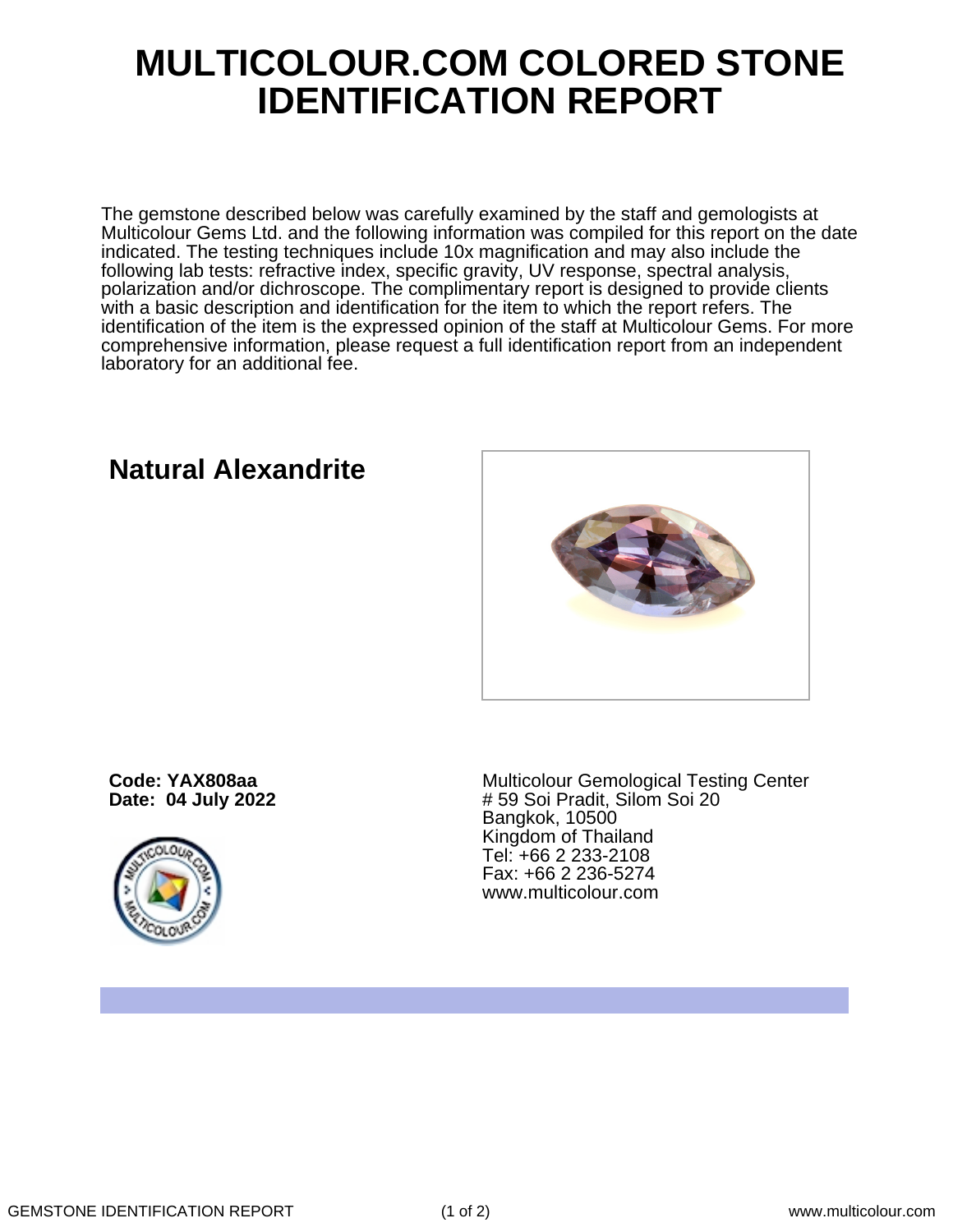# MULTICOLOUR.COM COLORED STONE IDENTIFICATION REPORT

The gemstone described below was carefully examined by the staff and gemologists at Multicolour Gems Ltd. and the following information was compiled for this report on the date indicated. The testing techniques include 10x magnification and may also include the following lab tests: refractive index, specific gravity, UV response, spectral analysis, polarization and/or dichroscope. The complimentary report is designed to provide clients with a basic description and identification for the item to which the report refers. The identification of the item is the expressed opinion of the staff at Multicolour Gems. For more comprehensive information, please request a full identification report from an independent laboratory for an additional fee.

## Natural Alexandrite

**Code: YAX808aa**
**Date: 04 July 2022**

Multicolour Gemological Testing Center
# 59 Soi Pradit, Silom Soi 20
Bangkok, 10500
Kingdom of Thailand
Tel: +66 2 233-2108
Fax: +66 2 236-5274
www.multicolour.com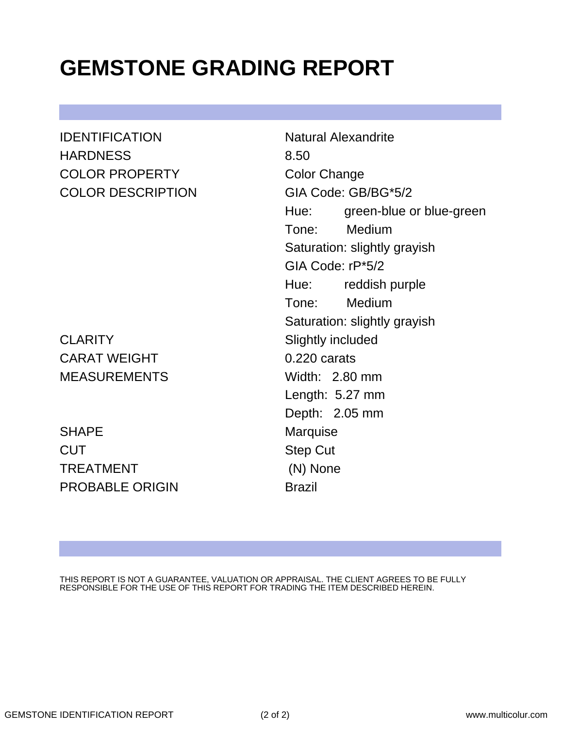# GEMSTONE GRADING REPORT

| | |
|---|---|
| IDENTIFICATION | Natural Alexandrite |
| HARDNESS | 8.50 |
| COLOR PROPERTY | Color Change |
| COLOR DESCRIPTION | GIA Code: GB/BG*5/2 |
| | Hue: green-blue or blue-green |
| | Tone: Medium |
| | Saturation: slightly grayish |
| | GIA Code: rP*5/2 |
| | Hue: reddish purple |
| | Tone: Medium |
| | Saturation: slightly grayish |
| CLARITY | Slightly included |
| CARAT WEIGHT | 0.220 carats |
| MEASUREMENTS | Width: 2.80 mm |
| | Length: 5.27 mm |
| | Depth: 2.05 mm |
| SHAPE | Marquise |
| CUT | Step Cut |
| TREATMENT | (N) None |
| PROBABLE ORIGIN | Brazil |

THIS REPORT IS NOT A GUARANTEE, VALUATION OR APPRAISAL. THE CLIENT AGREES TO BE FULLY RESPONSIBLE FOR THE USE OF THIS REPORT FOR TRADING THE ITEM DESCRIBED HEREIN.